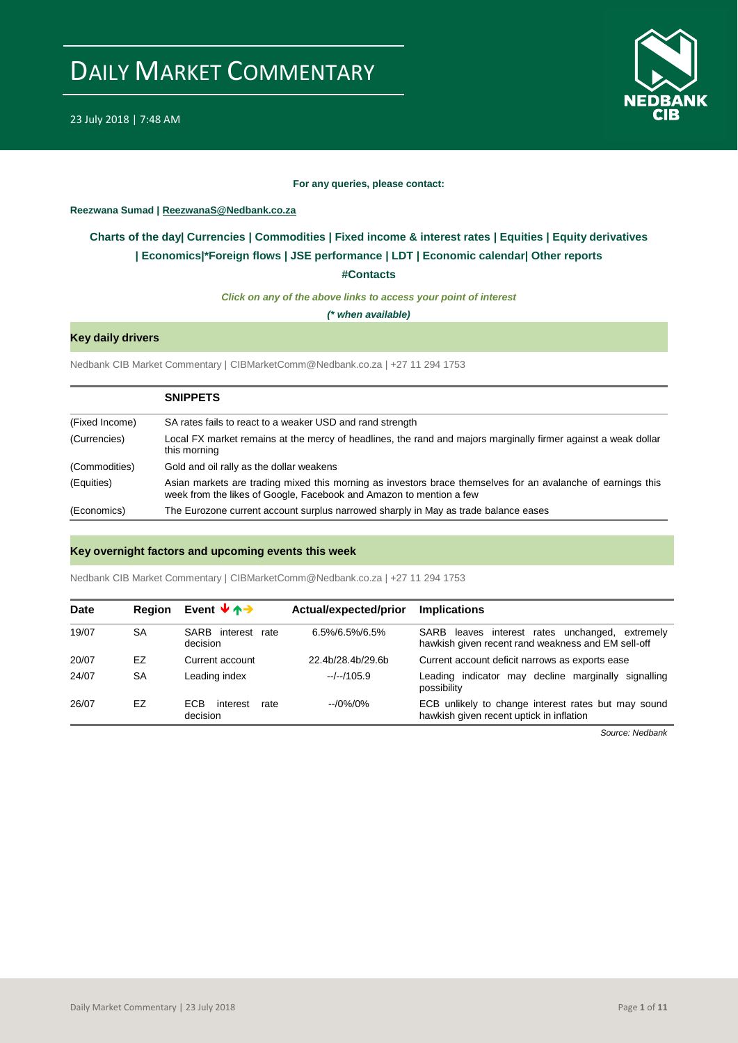# DAILY MARKET COMMENTARY

23 July 2018 | 7:48 AM

**For any queries, please contact:**

**Reezwana Sumad | ReezwanaS@Nedbank.co.za**

**Charts of the day| Currencies | Commodities | Fixed income & interest rates | Equities | Equity derivatives | Economics|*Foreign flows | JSE performance | LDT | Economic calendar| Other reports**

**#Contacts**

***Click on any of the above links to access your point of interest***

***(* when available)***

## Key daily drivers

Nedbank CIB Market Commentary | CIBMarketComm@Nedbank.co.za | +27 11 294 1753

| | **SNIPPETS** |
|---|---|
| (Fixed Income) | SA rates fails to react to a weaker USD and rand strength |
| (Currencies) | Local FX market remains at the mercy of headlines, the rand and majors marginally firmer against a weak dollar this morning |
| (Commodities) | Gold and oil rally as the dollar weakens |
| (Equities) | Asian markets are trading mixed this morning as investors brace themselves for an avalanche of earnings this week from the likes of Google, Facebook and Amazon to mention a few |
| (Economics) | The Eurozone current account surplus narrowed sharply in May as trade balance eases |

## Key overnight factors and upcoming events this week

Nedbank CIB Market Commentary | CIBMarketComm@Nedbank.co.za | +27 11 294 1753

| Date | Region | Event ↓↑→ | Actual/expected/prior | Implications |
|---|---|---|---|---|
| 19/07 | SA | SARB interest rate decision | 6.5%/6.5%/6.5% | SARB leaves interest rates unchanged, extremely hawkish given recent rand weakness and EM sell-off |
| 20/07 | EZ | Current account | 22.4b/28.4b/29.6b | Current account deficit narrows as exports ease |
| 24/07 | SA | Leading index | --/--/105.9 | Leading indicator may decline marginally signalling possibility |
| 26/07 | EZ | ECB interest rate decision | --/0%/0% | ECB unlikely to change interest rates but may sound hawkish given recent uptick in inflation |

*Source: Nedbank*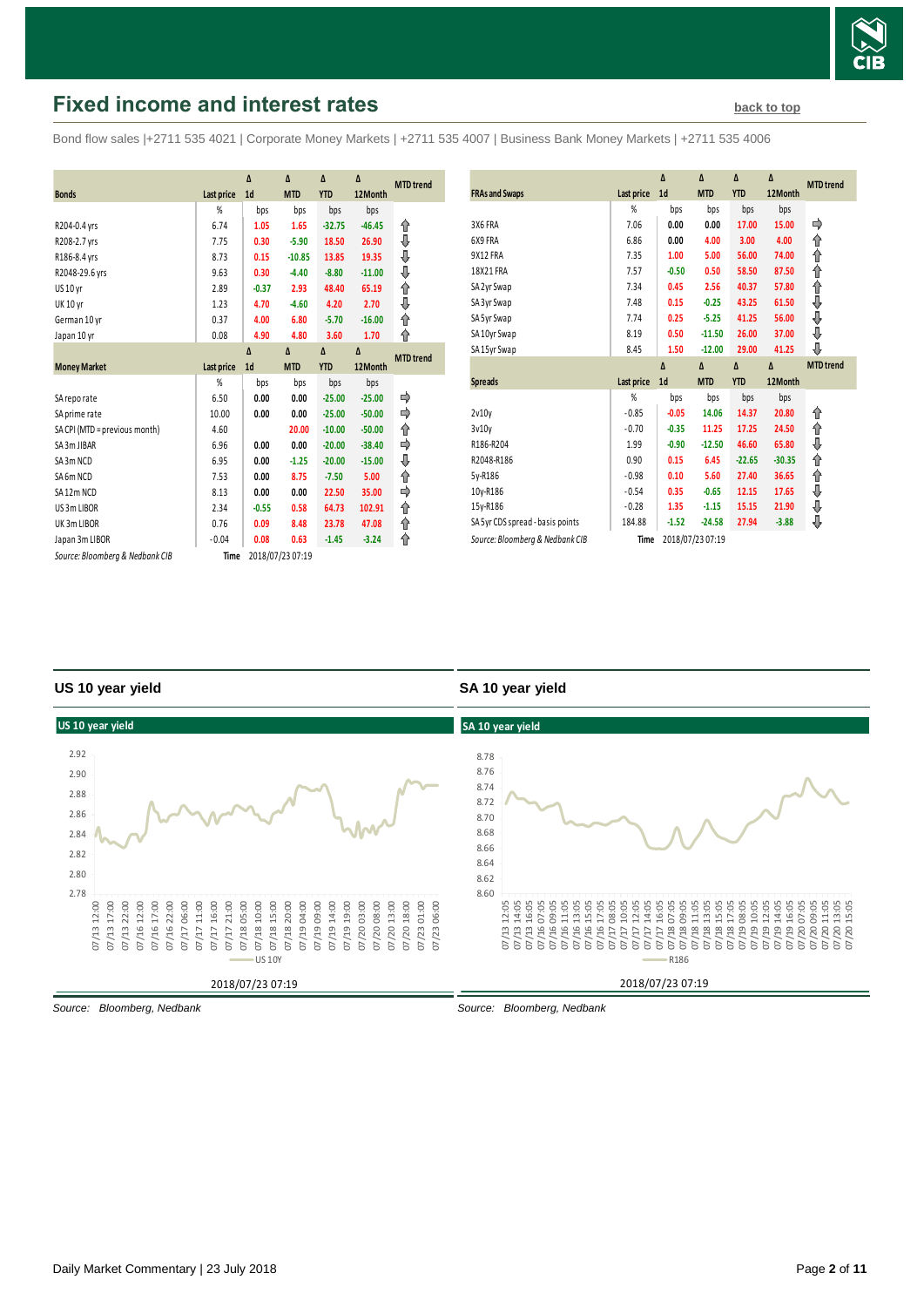## Fixed income and interest rates

back to top

Bond flow sales |+2711 535 4021 | Corporate Money Markets | +2711 535 4007 | Business Bank Money Markets | +2711 535 4006

| Bonds | Last price | Δ 1d | Δ MTD | Δ YTD | Δ 12Month | MTD trend |
|---|---|---|---|---|---|---|
| | % | bps | bps | bps | bps | |
| R204-0.4 yrs | 6.74 | 1.05 | 1.65 | -32.75 | -46.45 | ⇧ |
| R208-2.7 yrs | 7.75 | 0.30 | -5.90 | 18.50 | 26.90 | ⇩ |
| R186-8.4 yrs | 8.73 | 0.15 | -10.85 | 13.85 | 19.35 | ⇩ |
| R2048-29.6 yrs | 9.63 | 0.30 | -4.40 | -8.80 | -11.00 | ⇩ |
| US 10 yr | 2.89 | -0.37 | 2.93 | 48.40 | 65.19 | ⇧ |
| UK 10 yr | 1.23 | 4.70 | -4.60 | 4.20 | 2.70 | ⇩ |
| German 10 yr | 0.37 | 4.00 | 6.80 | -5.70 | -16.00 | ⇧ |
| Japan 10 yr | 0.08 | 4.90 | 4.80 | 3.60 | 1.70 | ⇧ |

| Money Market | Last price | Δ 1d | Δ MTD | Δ YTD | Δ 12Month | MTD trend |
|---|---|---|---|---|---|---|
| | % | bps | bps | bps | bps | |
| SA repo rate | 6.50 | 0.00 | 0.00 | -25.00 | -25.00 | ⇨ |
| SA prime rate | 10.00 | 0.00 | 0.00 | -25.00 | -50.00 | ⇨ |
| SA CPI (MTD = previous month) | 4.60 | | 20.00 | -10.00 | -50.00 | ⇧ |
| SA 3m JIBAR | 6.96 | 0.00 | 0.00 | -20.00 | -38.40 | ⇨ |
| SA 3m NCD | 6.95 | 0.00 | -1.25 | -20.00 | -15.00 | ⇩ |
| SA 6m NCD | 7.53 | 0.00 | 8.75 | -7.50 | 5.00 | ⇧ |
| SA 12m NCD | 8.13 | 0.00 | 0.00 | 22.50 | 35.00 | ⇨ |
| US 3m LIBOR | 2.34 | -0.55 | 0.58 | 64.73 | 102.91 | ⇧ |
| UK 3m LIBOR | 0.76 | 0.09 | 8.48 | 23.78 | 47.08 | ⇧ |
| Japan 3m LIBOR | -0.04 | 0.08 | 0.63 | -1.45 | -3.24 | ⇧ |

*Source: Bloomberg & Nedbank CIB* Time 2018/07/23 07:19

| FRAs and Swaps | Last price | Δ 1d | Δ MTD | Δ YTD | Δ 12Month | MTD trend |
|---|---|---|---|---|---|---|
| | % | bps | bps | bps | bps | |
| 3X6 FRA | 7.06 | 0.00 | 0.00 | 17.00 | 15.00 | ⇨ |
| 6X9 FRA | 6.86 | 0.00 | 4.00 | 3.00 | 4.00 | ⇧ |
| 9X12 FRA | 7.35 | 1.00 | 5.00 | 56.00 | 74.00 | ⇧ |
| 18X21 FRA | 7.57 | -0.50 | 0.50 | 58.50 | 87.50 | ⇧ |
| SA 2yr Swap | 7.34 | 0.45 | 2.56 | 40.37 | 57.80 | ⇧ |
| SA 3yr Swap | 7.48 | 0.15 | -0.25 | 43.25 | 61.50 | ⇩ |
| SA 5yr Swap | 7.74 | 0.25 | -5.25 | 41.25 | 56.00 | ⇩ |
| SA 10yr Swap | 8.19 | 0.50 | -11.50 | 26.00 | 37.00 | ⇩ |
| SA 15yr Swap | 8.45 | 1.50 | -12.00 | 29.00 | 41.25 | ⇩ |

| Spreads | Last price | Δ 1d | Δ MTD | Δ YTD | Δ 12Month | MTD trend |
|---|---|---|---|---|---|---|
| | % | bps | bps | bps | bps | |
| 2v10y | -0.85 | -0.05 | 14.06 | 14.37 | 20.80 | ⇧ |
| 3v10y | -0.70 | -0.35 | 11.25 | 17.25 | 24.50 | ⇧ |
| R186-R204 | 1.99 | -0.90 | -12.50 | 46.60 | 65.80 | ⇩ |
| R2048-R186 | 0.90 | 0.15 | 6.45 | -22.65 | -30.35 | ⇧ |
| 5y-R186 | -0.98 | 0.10 | 5.60 | 27.40 | 36.65 | ⇧ |
| 10y-R186 | -0.54 | 0.35 | -0.65 | 12.15 | 17.65 | ⇩ |
| 15y-R186 | -0.28 | 1.35 | -1.15 | 15.15 | 21.90 | ⇩ |
| SA 5yr CDS spread - basis points | 184.88 | -1.52 | -24.58 | 27.94 | -3.88 | ⇩ |

*Source: Bloomberg & Nedbank CIB* Time 2018/07/23 07:19

### US 10 year yield

2018/07/23 07:19

*Source: Bloomberg, Nedbank*

### SA 10 year yield

2018/07/23 07:19

*Source: Bloomberg, Nedbank*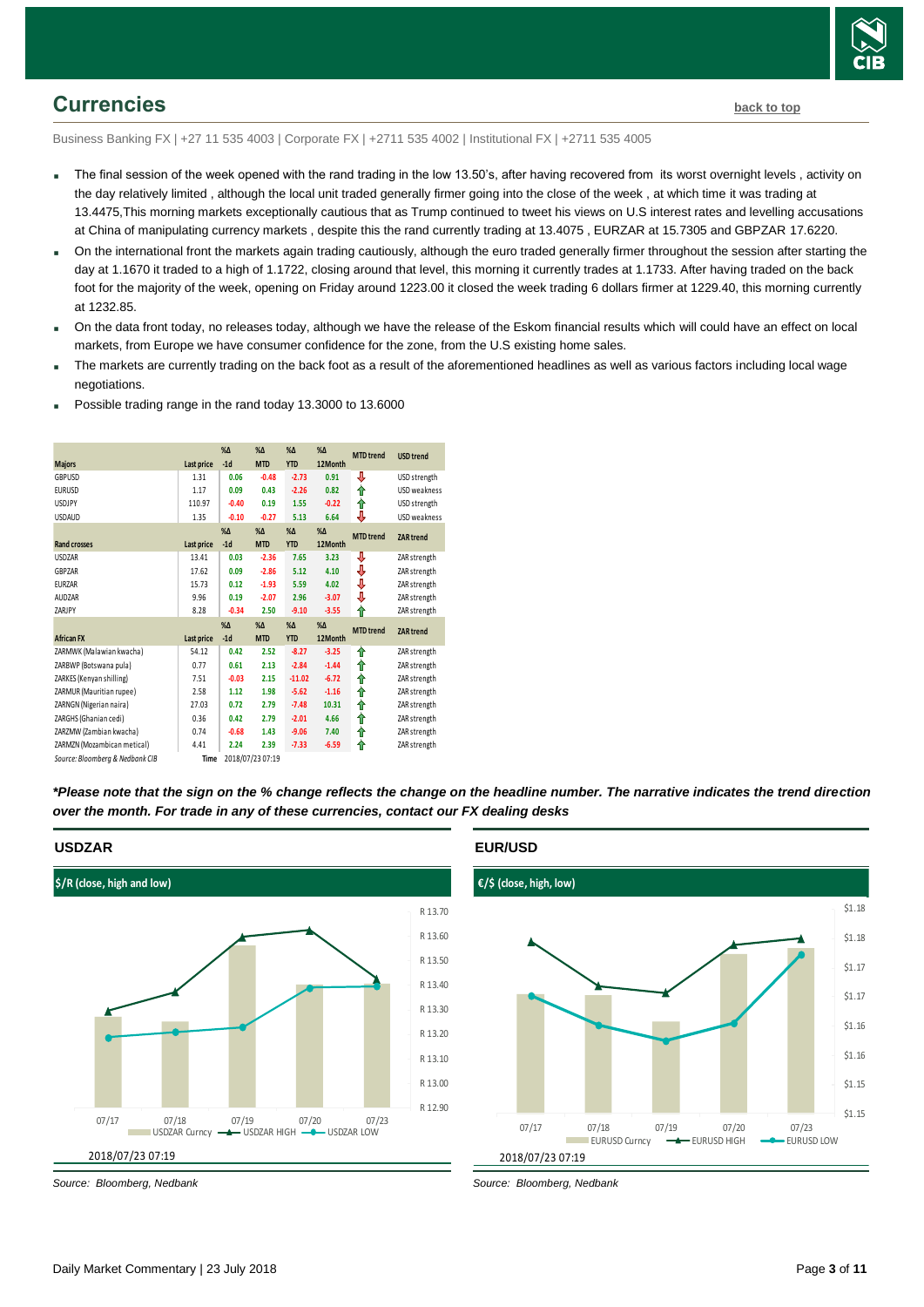## Currencies

back to top

Business Banking FX | +27 11 535 4003 | Corporate FX | +2711 535 4002 | Institutional FX | +2711 535 4005

- The final session of the week opened with the rand trading in the low 13.50's, after having recovered from its worst overnight levels , activity on the day relatively limited , although the local unit traded generally firmer going into the close of the week , at which time it was trading at 13.4475,This morning markets exceptionally cautious that as Trump continued to tweet his views on U.S interest rates and levelling accusations at China of manipulating currency markets , despite this the rand currently trading at 13.4075 , EURZAR at 15.7305 and GBPZAR 17.6220.
- On the international front the markets again trading cautiously, although the euro traded generally firmer throughout the session after starting the day at 1.1670 it traded to a high of 1.1722, closing around that level, this morning it currently trades at 1.1733. After having traded on the back foot for the majority of the week, opening on Friday around 1223.00 it closed the week trading 6 dollars firmer at 1229.40, this morning currently at 1232.85.
- On the data front today, no releases today, although we have the release of the Eskom financial results which will could have an effect on local markets, from Europe we have consumer confidence for the zone, from the U.S existing home sales.
- The markets are currently trading on the back foot as a result of the aforementioned headlines as well as various factors including local wage negotiations.
- Possible trading range in the rand today 13.3000 to 13.6000

| Majors | Last price | %Δ -1d | %Δ MTD | %Δ YTD | %Δ 12Month | MTD trend | USD trend |
|---|---|---|---|---|---|---|---|
| GBPUSD | 1.31 | 0.06 | -0.48 | -2.73 | 0.91 | ⇩ | USD strength |
| EURUSD | 1.17 | 0.09 | 0.43 | -2.26 | 0.82 | ⇧ | USD weakness |
| USDJPY | 110.97 | -0.40 | 0.19 | 1.55 | -0.22 | ⇧ | USD strength |
| USDAUD | 1.35 | -0.10 | -0.27 | 5.13 | 6.64 | ⇩ | USD weakness |
| **Rand crosses** | **Last price** | **%Δ -1d** | **%Δ MTD** | **%Δ YTD** | **%Δ 12Month** | **MTD trend** | **ZAR trend** |
| USDZAR | 13.41 | 0.03 | -2.36 | 7.65 | 3.23 | ⇩ | ZAR strength |
| GBPZAR | 17.62 | 0.09 | -2.86 | 5.12 | 4.10 | ⇩ | ZAR strength |
| EURZAR | 15.73 | 0.12 | -1.93 | 5.59 | 4.02 | ⇩ | ZAR strength |
| AUDZAR | 9.96 | 0.19 | -2.07 | 2.96 | -3.07 | ⇩ | ZAR strength |
| ZARJPY | 8.28 | -0.34 | 2.50 | -9.10 | -3.55 | ⇧ | ZAR strength |
| **African FX** | **Last price** | **%Δ -1d** | **%Δ MTD** | **%Δ YTD** | **%Δ 12Month** | **MTD trend** | **ZAR trend** |
| ZARMWK (Malawian kwacha) | 54.12 | 0.42 | 2.52 | -8.27 | -3.25 | ⇧ | ZAR strength |
| ZARBWP (Botswana pula) | 0.77 | 0.61 | 2.13 | -2.84 | -1.44 | ⇧ | ZAR strength |
| ZARKES (Kenyan shilling) | 7.51 | -0.03 | 2.15 | -11.02 | -6.72 | ⇧ | ZAR strength |
| ZARMUR (Mauritian rupee) | 2.58 | 1.12 | 1.98 | -5.62 | -1.16 | ⇧ | ZAR strength |
| ZARNGN (Nigerian naira) | 27.03 | 0.72 | 2.79 | -7.48 | 10.31 | ⇧ | ZAR strength |
| ZARGHS (Ghanian cedi) | 0.36 | 0.42 | 2.79 | -2.01 | 4.66 | ⇧ | ZAR strength |
| ZARZMW (Zambian kwacha) | 0.74 | -0.68 | 1.43 | -9.06 | 7.40 | ⇧ | ZAR strength |
| ZARMZN (Mozambican metical) | 4.41 | 2.24 | 2.39 | -7.33 | -6.59 | ⇧ | ZAR strength |

*Source: Bloomberg & Nedbank CIB* Time 2018/07/23 07:19

***Please note that the sign on the % change reflects the change on the headline number. The narrative indicates the trend direction over the month. For trade in any of these currencies, contact our FX dealing desks***

### USDZAR

$/R (close, high and low)

2018/07/23 07:19

*Source: Bloomberg, Nedbank*

### EUR/USD

€/$ (close, high, low)

2018/07/23 07:19

*Source: Bloomberg, Nedbank*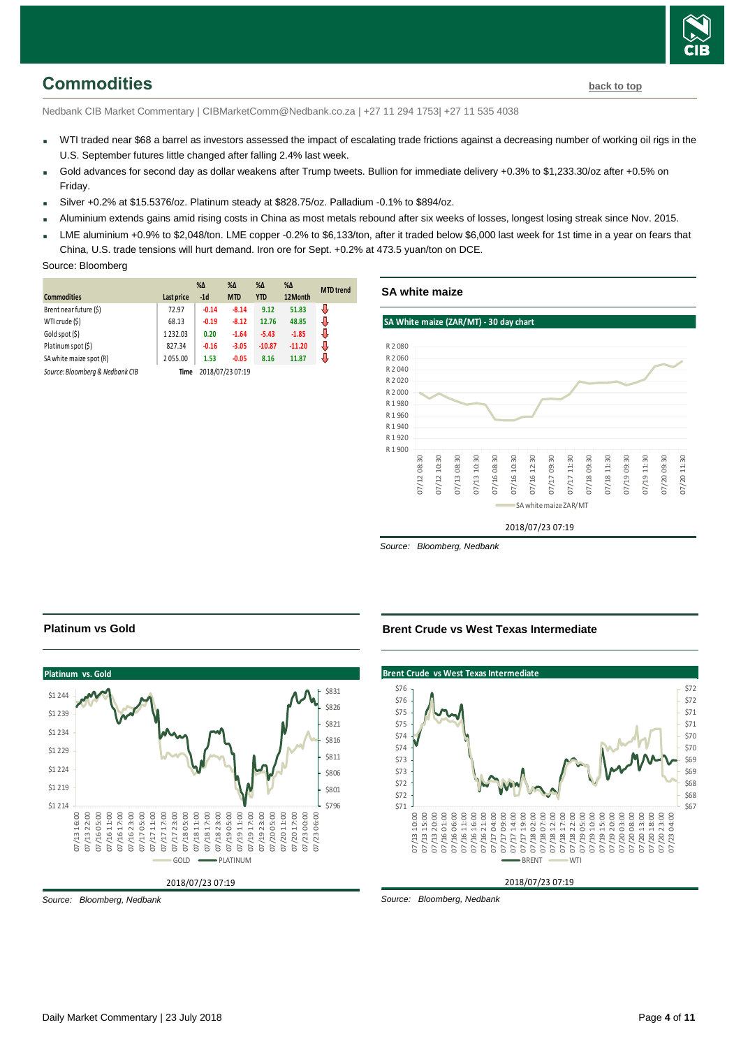## Commodities

back to top

Nedbank CIB Market Commentary | CIBMarketComm@Nedbank.co.za | +27 11 294 1753| +27 11 535 4038

- WTI traded near $68 a barrel as investors assessed the impact of escalating trade frictions against a decreasing number of working oil rigs in the U.S. September futures little changed after falling 2.4% last week.
- Gold advances for second day as dollar weakens after Trump tweets. Bullion for immediate delivery +0.3% to $1,233.30/oz after +0.5% on Friday.
- Silver +0.2% at $15.5376/oz. Platinum steady at $828.75/oz. Palladium -0.1% to $894/oz.
- Aluminium extends gains amid rising costs in China as most metals rebound after six weeks of losses, longest losing streak since Nov. 2015.
- LME aluminium +0.9% to $2,048/ton. LME copper -0.2% to $6,133/ton, after it traded below $6,000 last week for 1st time in a year on fears that China, U.S. trade tensions will hurt demand. Iron ore for Sept. +0.2% at 473.5 yuan/ton on DCE.

Source: Bloomberg

| Commodities | Last price | %Δ -1d | %Δ MTD | %Δ YTD | %Δ 12Month | MTD trend |
|---|---|---|---|---|---|---|
| Brent near future ($) | 72.97 | -0.14 | -8.14 | 9.12 | 51.83 | ⇩ |
| WTI crude ($) | 68.13 | -0.19 | -8.12 | 12.76 | 48.85 | ⇩ |
| Gold spot ($) | 1 232.03 | 0.20 | -1.64 | -5.43 | -1.85 | ⇩ |
| Platinum spot ($) | 827.34 | -0.16 | -3.05 | -10.87 | -11.20 | ⇩ |
| SA white maize spot (R) | 2 055.00 | 1.53 | -0.05 | 8.16 | 11.87 | ⇩ |
| Source: Bloomberg & Nedbank CIB | Time | 2018/07/23 07:19 | | | | |

### SA white maize

SA White maize (ZAR/MT) - 30 day chart

2018/07/23 07:19

*Source: Bloomberg, Nedbank*

### Platinum vs Gold

Platinum vs. Gold

2018/07/23 07:19

*Source: Bloomberg, Nedbank*

### Brent Crude vs West Texas Intermediate

Brent Crude vs West Texas Intermediate

2018/07/23 07:19

*Source: Bloomberg, Nedbank*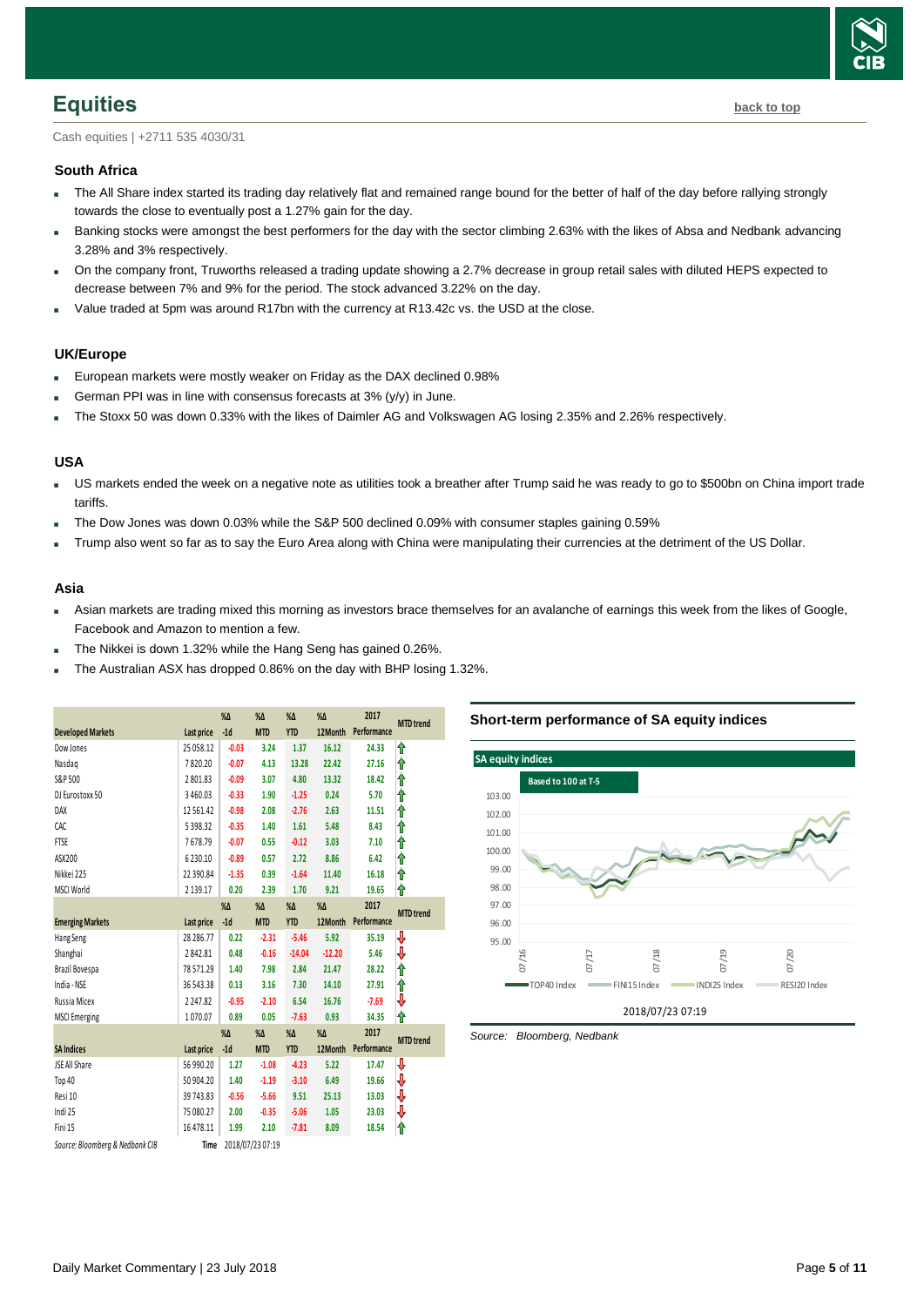## Equities

Cash equities | +2711 535 4030/31

### South Africa

- The All Share index started its trading day relatively flat and remained range bound for the better of half of the day before rallying strongly towards the close to eventually post a 1.27% gain for the day.
- Banking stocks were amongst the best performers for the day with the sector climbing 2.63% with the likes of Absa and Nedbank advancing 3.28% and 3% respectively.
- On the company front, Truworths released a trading update showing a 2.7% decrease in group retail sales with diluted HEPS expected to decrease between 7% and 9% for the period. The stock advanced 3.22% on the day.
- Value traded at 5pm was around R17bn with the currency at R13.42c vs. the USD at the close.

### UK/Europe

- European markets were mostly weaker on Friday as the DAX declined 0.98%
- German PPI was in line with consensus forecasts at 3% (y/y) in June.
- The Stoxx 50 was down 0.33% with the likes of Daimler AG and Volkswagen AG losing 2.35% and 2.26% respectively.

### USA

- US markets ended the week on a negative note as utilities took a breather after Trump said he was ready to go to $500bn on China import trade tariffs.
- The Dow Jones was down 0.03% while the S&P 500 declined 0.09% with consumer staples gaining 0.59%
- Trump also went so far as to say the Euro Area along with China were manipulating their currencies at the detriment of the US Dollar.

### Asia

- Asian markets are trading mixed this morning as investors brace themselves for an avalanche of earnings this week from the likes of Google, Facebook and Amazon to mention a few.
- The Nikkei is down 1.32% while the Hang Seng has gained 0.26%.
- The Australian ASX has dropped 0.86% on the day with BHP losing 1.32%.

| Developed Markets | Last price | %Δ -1d | %Δ MTD | %Δ YTD | %Δ 12Month | 2017 Performance | MTD trend |
|---|---|---|---|---|---|---|---|
| Dow Jones | 25 058.12 | -0.03 | 3.24 | 1.37 | 16.12 | 24.33 | ⇑ |
| Nasdaq | 7 820.20 | -0.07 | 4.13 | 13.28 | 22.42 | 27.16 | ⇑ |
| S&P 500 | 2 801.83 | -0.09 | 3.07 | 4.80 | 13.32 | 18.42 | ⇑ |
| DJ Eurostoxx 50 | 3 460.03 | -0.33 | 1.90 | -1.25 | 0.24 | 5.70 | ⇑ |
| DAX | 12 561.42 | -0.98 | 2.08 | -2.76 | 2.63 | 11.51 | ⇑ |
| CAC | 5 398.32 | -0.35 | 1.40 | 1.61 | 5.48 | 8.43 | ⇑ |
| FTSE | 7 678.79 | -0.07 | 0.55 | -0.12 | 3.03 | 7.10 | ⇑ |
| ASX200 | 6 230.10 | -0.89 | 0.57 | 2.72 | 8.86 | 6.42 | ⇑ |
| Nikkei 225 | 22 390.84 | -1.35 | 0.39 | -1.64 | 11.40 | 16.18 | ⇑ |
| MSCI World | 2 139.17 | 0.20 | 2.39 | 1.70 | 9.21 | 19.65 | ⇑ |
| **Emerging Markets** | **Last price** | **%Δ -1d** | **%Δ MTD** | **%Δ YTD** | **%Δ 12Month** | **2017 Performance** | **MTD trend** |
| Hang Seng | 28 286.77 | 0.22 | -2.31 | -5.46 | 5.92 | 35.19 | ⇓ |
| Shanghai | 2 842.81 | 0.48 | -0.16 | -14.04 | -12.20 | 5.46 | ⇓ |
| Brazil Bovespa | 78 571.29 | 1.40 | 7.98 | 2.84 | 21.47 | 28.22 | ⇑ |
| India - NSE | 36 543.38 | 0.13 | 3.16 | 7.30 | 14.10 | 27.91 | ⇑ |
| Russia Micex | 2 247.82 | -0.95 | -2.10 | 6.54 | 16.76 | -7.69 | ⇓ |
| MSCI Emerging | 1 070.07 | 0.89 | 0.05 | -7.63 | 0.93 | 34.35 | ⇑ |
| **SA Indices** | **Last price** | **%Δ -1d** | **%Δ MTD** | **%Δ YTD** | **%Δ 12Month** | **2017 Performance** | **MTD trend** |
| JSE All Share | 56 990.20 | 1.27 | -1.08 | -4.23 | 5.22 | 17.47 | ⇓ |
| Top 40 | 50 904.20 | 1.40 | -1.19 | -3.10 | 6.49 | 19.66 | ⇓ |
| Resi 10 | 39 743.83 | -0.56 | -5.66 | 9.51 | 25.13 | 13.03 | ⇓ |
| Indi 25 | 75 080.27 | 2.00 | -0.35 | -5.06 | 1.05 | 23.03 | ⇓ |
| Fini 15 | 16 478.11 | 1.99 | 2.10 | -7.81 | 8.09 | 18.54 | ⇑ |

*Source: Bloomberg & Nedbank CIB* Time 2018/07/23 07:19

### Short-term performance of SA equity indices

SA equity indices — Based to 100 at T-5

TOP40 Index, FINI15 Index, INDI25 Index, RESI20 Index

2018/07/23 07:19

*Source: Bloomberg, Nedbank*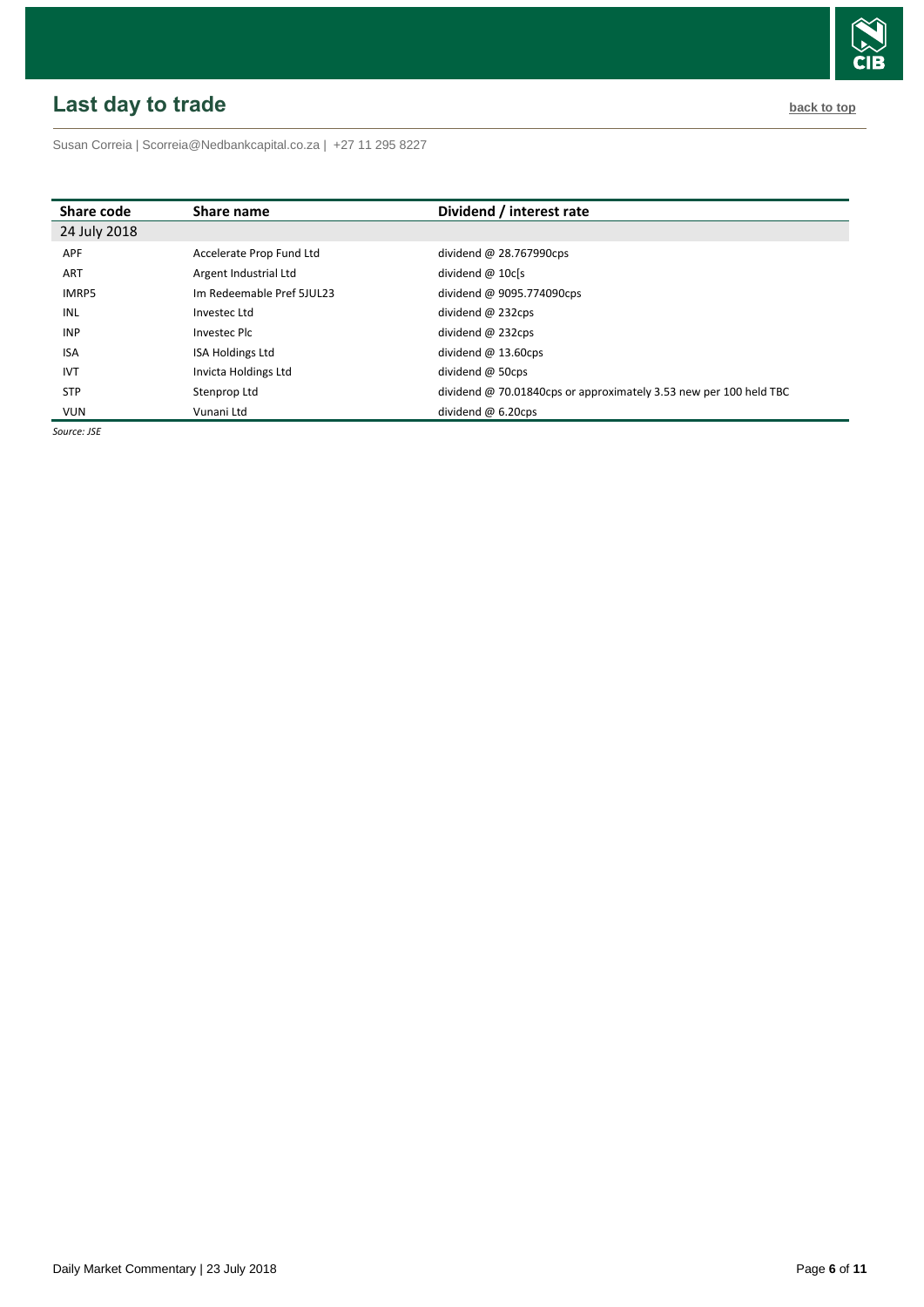## Last day to trade

back to top

Susan Correia | Scorreia@Nedbankcapital.co.za | +27 11 295 8227

| Share code | Share name | Dividend / interest rate |
|---|---|---|
| 24 July 2018 | | |
| APF | Accelerate Prop Fund Ltd | dividend @ 28.767990cps |
| ART | Argent Industrial Ltd | dividend @ 10c[s |
| IMRP5 | Im Redeemable Pref 5JUL23 | dividend @ 9095.774090cps |
| INL | Investec Ltd | dividend @ 232cps |
| INP | Investec Plc | dividend @ 232cps |
| ISA | ISA Holdings Ltd | dividend @ 13.60cps |
| IVT | Invicta Holdings Ltd | dividend @ 50cps |
| STP | Stenprop Ltd | dividend @ 70.01840cps or approximately 3.53 new per 100 held TBC |
| VUN | Vunani Ltd | dividend @ 6.20cps |

*Source: JSE*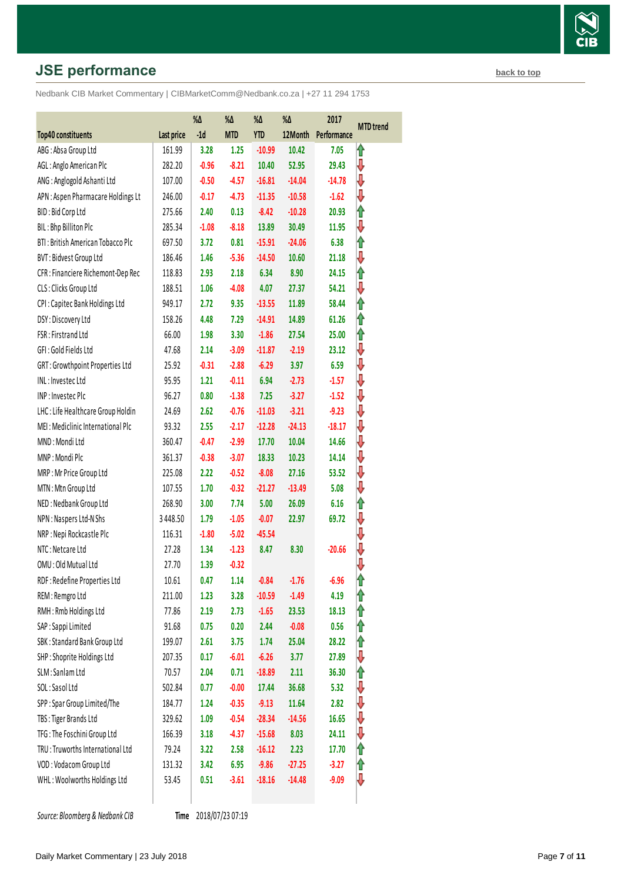## JSE performance

back to top

Nedbank CIB Market Commentary | CIBMarketComm@Nedbank.co.za | +27 11 294 1753

| Top40 constituents | Last price | %Δ -1d | %Δ MTD | %Δ YTD | %Δ 12Month | 2017 Performance | MTD trend |
|---|---|---|---|---|---|---|---|
| ABG : Absa Group Ltd | 161.99 | 3.28 | 1.25 | -10.99 | 10.42 | 7.05 | ⇧ |
| AGL : Anglo American Plc | 282.20 | -0.96 | -8.21 | 10.40 | 52.95 | 29.43 | ⇩ |
| ANG : Anglogold Ashanti Ltd | 107.00 | -0.50 | -4.57 | -16.81 | -14.04 | -14.78 | ⇩ |
| APN : Aspen Pharmacare Holdings Lt | 246.00 | -0.17 | -4.73 | -11.35 | -10.58 | -1.62 | ⇩ |
| BID : Bid Corp Ltd | 275.66 | 2.40 | 0.13 | -8.42 | -10.28 | 20.93 | ⇧ |
| BIL : Bhp Billiton Plc | 285.34 | -1.08 | -8.18 | 13.89 | 30.49 | 11.95 | ⇩ |
| BTI : British American Tobacco Plc | 697.50 | 3.72 | 0.81 | -15.91 | -24.06 | 6.38 | ⇧ |
| BVT : Bidvest Group Ltd | 186.46 | 1.46 | -5.36 | -14.50 | 10.60 | 21.18 | ⇩ |
| CFR : Financiere Richemont-Dep Rec | 118.83 | 2.93 | 2.18 | 6.34 | 8.90 | 24.15 | ⇧ |
| CLS : Clicks Group Ltd | 188.51 | 1.06 | -4.08 | 4.07 | 27.37 | 54.21 | ⇩ |
| CPI : Capitec Bank Holdings Ltd | 949.17 | 2.72 | 9.35 | -13.55 | 11.89 | 58.44 | ⇧ |
| DSY : Discovery Ltd | 158.26 | 4.48 | 7.29 | -14.91 | 14.89 | 61.26 | ⇧ |
| FSR : Firstrand Ltd | 66.00 | 1.98 | 3.30 | -1.86 | 27.54 | 25.00 | ⇧ |
| GFI : Gold Fields Ltd | 47.68 | 2.14 | -3.09 | -11.87 | -2.19 | 23.12 | ⇩ |
| GRT : Growthpoint Properties Ltd | 25.92 | -0.31 | -2.88 | -6.29 | 3.97 | 6.59 | ⇩ |
| INL : Investec Ltd | 95.95 | 1.21 | -0.11 | 6.94 | -2.73 | -1.57 | ⇩ |
| INP : Investec Plc | 96.27 | 0.80 | -1.38 | 7.25 | -3.27 | -1.52 | ⇩ |
| LHC : Life Healthcare Group Holdin | 24.69 | 2.62 | -0.76 | -11.03 | -3.21 | -9.23 | ⇩ |
| MEI : Mediclinic International Plc | 93.32 | 2.55 | -2.17 | -12.28 | -24.13 | -18.17 | ⇩ |
| MND : Mondi Ltd | 360.47 | -0.47 | -2.99 | 17.70 | 10.04 | 14.66 | ⇩ |
| MNP : Mondi Plc | 361.37 | -0.38 | -3.07 | 18.33 | 10.23 | 14.14 | ⇩ |
| MRP : Mr Price Group Ltd | 225.08 | 2.22 | -0.52 | -8.08 | 27.16 | 53.52 | ⇩ |
| MTN : Mtn Group Ltd | 107.55 | 1.70 | -0.32 | -21.27 | -13.49 | 5.08 | ⇩ |
| NED : Nedbank Group Ltd | 268.90 | 3.00 | 7.74 | 5.00 | 26.09 | 6.16 | ⇧ |
| NPN : Naspers Ltd-N Shs | 3 448.50 | 1.79 | -1.05 | -0.07 | 22.97 | 69.72 | ⇩ |
| NRP : Nepi Rockcastle Plc | 116.31 | -1.80 | -5.02 | -45.54 | | | ⇩ |
| NTC : Netcare Ltd | 27.28 | 1.34 | -1.23 | 8.47 | 8.30 | -20.66 | ⇩ |
| OMU : Old Mutual Ltd | 27.70 | 1.39 | -0.32 | | | | ⇩ |
| RDF : Redefine Properties Ltd | 10.61 | 0.47 | 1.14 | -0.84 | -1.76 | -6.96 | ⇧ |
| REM : Remgro Ltd | 211.00 | 1.23 | 3.28 | -10.59 | -1.49 | 4.19 | ⇧ |
| RMH : Rmb Holdings Ltd | 77.86 | 2.19 | 2.73 | -1.65 | 23.53 | 18.13 | ⇧ |
| SAP : Sappi Limited | 91.68 | 0.75 | 0.20 | 2.44 | -0.08 | 0.56 | ⇧ |
| SBK : Standard Bank Group Ltd | 199.07 | 2.61 | 3.75 | 1.74 | 25.04 | 28.22 | ⇧ |
| SHP : Shoprite Holdings Ltd | 207.35 | 0.17 | -6.01 | -6.26 | 3.77 | 27.89 | ⇩ |
| SLM : Sanlam Ltd | 70.57 | 2.04 | 0.71 | -18.89 | 2.11 | 36.30 | ⇧ |
| SOL : Sasol Ltd | 502.84 | 0.77 | -0.00 | 17.44 | 36.68 | 5.32 | ⇩ |
| SPP : Spar Group Limited/The | 184.77 | 1.24 | -0.35 | -9.13 | 11.64 | 2.82 | ⇩ |
| TBS : Tiger Brands Ltd | 329.62 | 1.09 | -0.54 | -28.34 | -14.56 | 16.65 | ⇩ |
| TFG : The Foschini Group Ltd | 166.39 | 3.18 | -4.37 | -15.68 | 8.03 | 24.11 | ⇩ |
| TRU : Truworths International Ltd | 79.24 | 3.22 | 2.58 | -16.12 | 2.23 | 17.70 | ⇧ |
| VOD : Vodacom Group Ltd | 131.32 | 3.42 | 6.95 | -9.86 | -27.25 | -3.27 | ⇧ |
| WHL : Woolworths Holdings Ltd | 53.45 | 0.51 | -3.61 | -18.16 | -14.48 | -9.09 | ⇩ |

*Source: Bloomberg & Nedbank CIB* **Time** 2018/07/23 07:19

Daily Market Commentary | 23 July 2018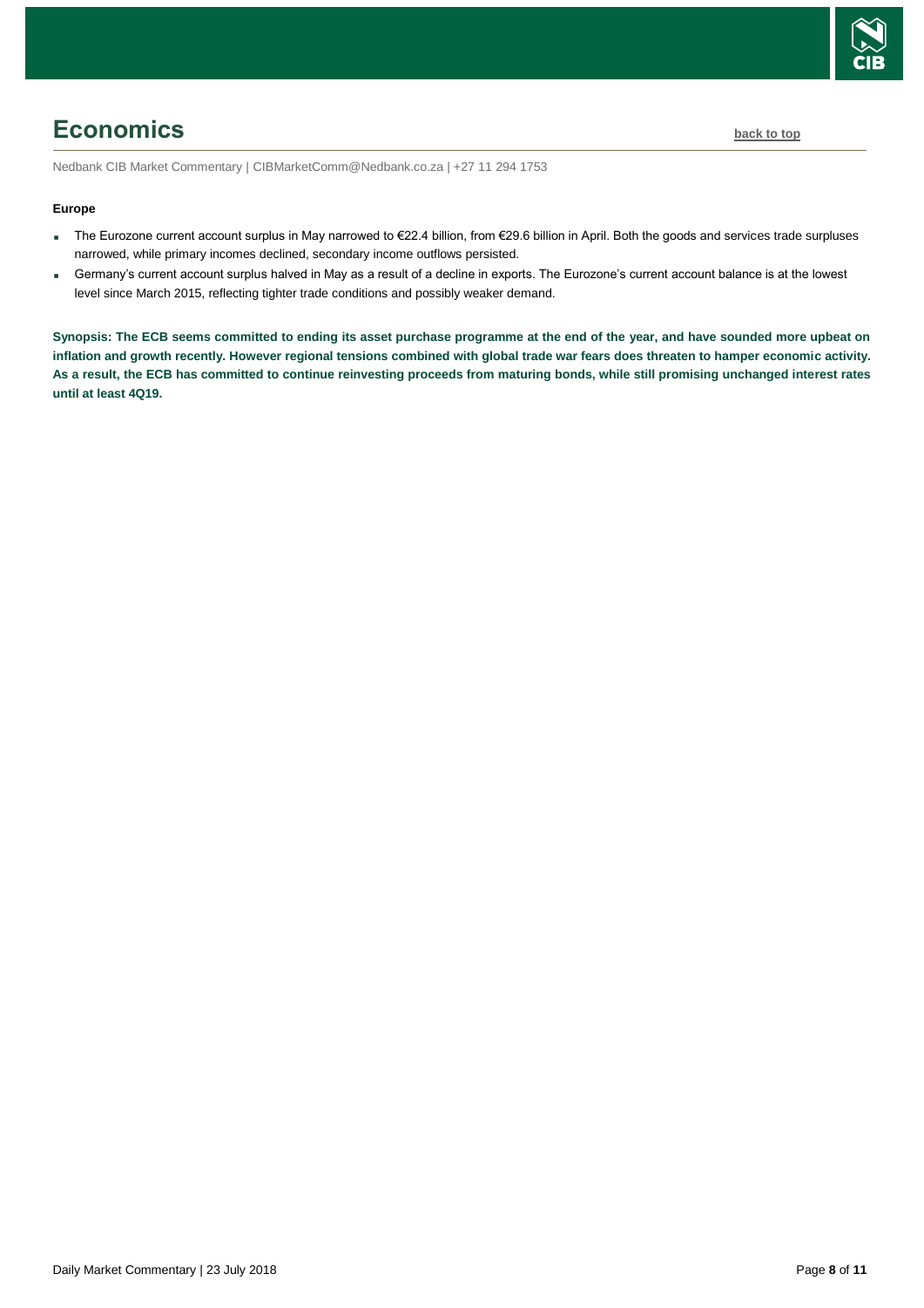# Economics

back to top

Nedbank CIB Market Commentary | CIBMarketComm@Nedbank.co.za | +27 11 294 1753

**Europe**

- The Eurozone current account surplus in May narrowed to €22.4 billion, from €29.6 billion in April. Both the goods and services trade surpluses narrowed, while primary incomes declined, secondary income outflows persisted.
- Germany's current account surplus halved in May as a result of a decline in exports. The Eurozone's current account balance is at the lowest level since March 2015, reflecting tighter trade conditions and possibly weaker demand.

**Synopsis: The ECB seems committed to ending its asset purchase programme at the end of the year, and have sounded more upbeat on inflation and growth recently. However regional tensions combined with global trade war fears does threaten to hamper economic activity. As a result, the ECB has committed to continue reinvesting proceeds from maturing bonds, while still promising unchanged interest rates until at least 4Q19.**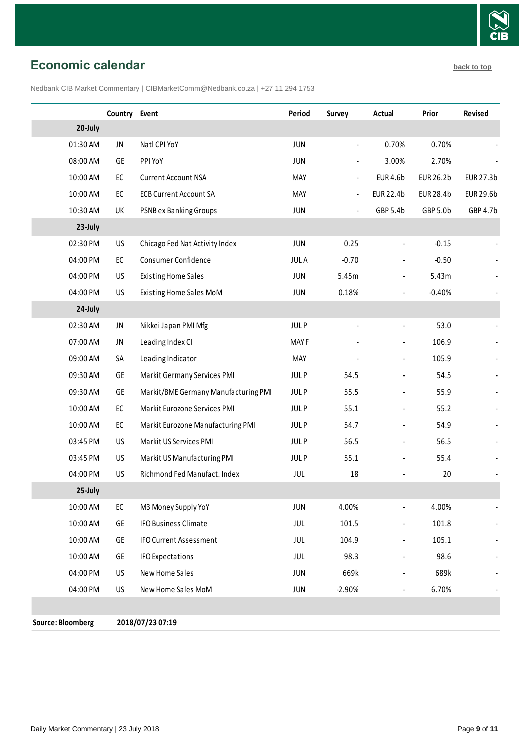## Economic calendar

back to top

Nedbank CIB Market Commentary | CIBMarketComm@Nedbank.co.za | +27 11 294 1753

| | Country | Event | Period | Survey | Actual | Prior | Revised |
|---|---|---|---|---|---|---|---|
| **20-July** | | | | | | | |
| 01:30 AM | JN | Natl CPI YoY | JUN | - | 0.70% | 0.70% | - |
| 08:00 AM | GE | PPI YoY | JUN | - | 3.00% | 2.70% | - |
| 10:00 AM | EC | Current Account NSA | MAY | - | EUR 4.6b | EUR 26.2b | EUR 27.3b |
| 10:00 AM | EC | ECB Current Account SA | MAY | - | EUR 22.4b | EUR 28.4b | EUR 29.6b |
| 10:30 AM | UK | PSNB ex Banking Groups | JUN | - | GBP 5.4b | GBP 5.0b | GBP 4.7b |
| **23-July** | | | | | | | |
| 02:30 PM | US | Chicago Fed Nat Activity Index | JUN | 0.25 | - | -0.15 | - |
| 04:00 PM | EC | Consumer Confidence | JUL A | -0.70 | - | -0.50 | - |
| 04:00 PM | US | Existing Home Sales | JUN | 5.45m | - | 5.43m | - |
| 04:00 PM | US | Existing Home Sales MoM | JUN | 0.18% | - | -0.40% | - |
| **24-July** | | | | | | | |
| 02:30 AM | JN | Nikkei Japan PMI Mfg | JUL P | - | - | 53.0 | - |
| 07:00 AM | JN | Leading Index CI | MAY F | - | - | 106.9 | - |
| 09:00 AM | SA | Leading Indicator | MAY | - | - | 105.9 | - |
| 09:30 AM | GE | Markit Germany Services PMI | JUL P | 54.5 | - | 54.5 | - |
| 09:30 AM | GE | Markit/BME Germany Manufacturing PMI | JUL P | 55.5 | - | 55.9 | - |
| 10:00 AM | EC | Markit Eurozone Services PMI | JUL P | 55.1 | - | 55.2 | - |
| 10:00 AM | EC | Markit Eurozone Manufacturing PMI | JUL P | 54.7 | - | 54.9 | - |
| 03:45 PM | US | Markit US Services PMI | JUL P | 56.5 | - | 56.5 | - |
| 03:45 PM | US | Markit US Manufacturing PMI | JUL P | 55.1 | - | 55.4 | - |
| 04:00 PM | US | Richmond Fed Manufact. Index | JUL | 18 | - | 20 | - |
| **25-July** | | | | | | | |
| 10:00 AM | EC | M3 Money Supply YoY | JUN | 4.00% | - | 4.00% | - |
| 10:00 AM | GE | IFO Business Climate | JUL | 101.5 | - | 101.8 | - |
| 10:00 AM | GE | IFO Current Assessment | JUL | 104.9 | - | 105.1 | - |
| 10:00 AM | GE | IFO Expectations | JUL | 98.3 | - | 98.6 | - |
| 04:00 PM | US | New Home Sales | JUN | 669k | - | 689k | - |
| 04:00 PM | US | New Home Sales MoM | JUN | -2.90% | - | 6.70% | - |

**Source: Bloomberg** **2018/07/23 07:19**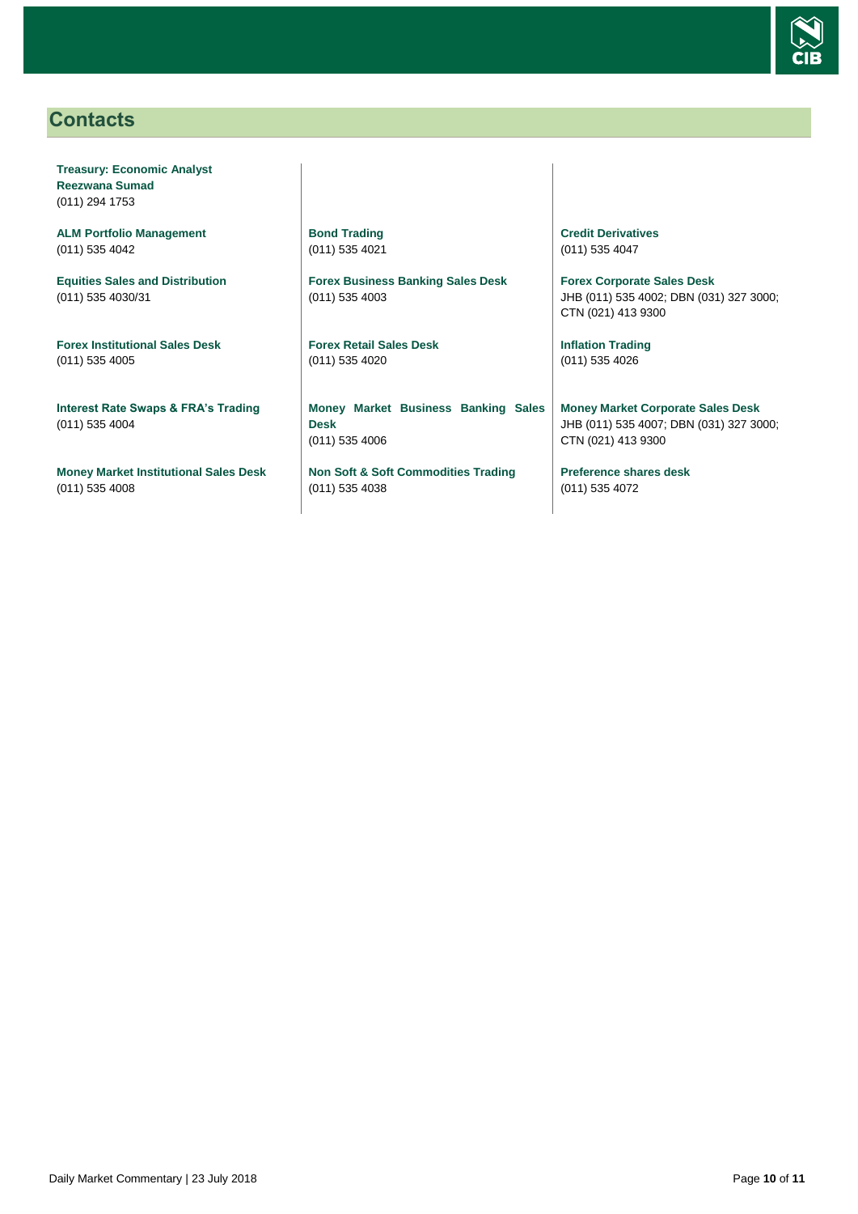## Contacts

**Treasury: Economic Analyst**
**Reezwana Sumad**
(011) 294 1753

**ALM Portfolio Management**
(011) 535 4042

**Equities Sales and Distribution**
(011) 535 4030/31

**Forex Institutional Sales Desk**
(011) 535 4005

**Interest Rate Swaps & FRA's Trading**
(011) 535 4004

**Money Market Institutional Sales Desk**
(011) 535 4008

**Bond Trading**
(011) 535 4021

**Forex Business Banking Sales Desk**
(011) 535 4003

**Forex Retail Sales Desk**
(011) 535 4020

**Money Market Business Banking Sales Desk**
(011) 535 4006

**Non Soft & Soft Commodities Trading**
(011) 535 4038

**Credit Derivatives**
(011) 535 4047

**Forex Corporate Sales Desk**
JHB (011) 535 4002; DBN (031) 327 3000; CTN (021) 413 9300

**Inflation Trading**
(011) 535 4026

**Money Market Corporate Sales Desk**
JHB (011) 535 4007; DBN (031) 327 3000; CTN (021) 413 9300

**Preference shares desk**
(011) 535 4072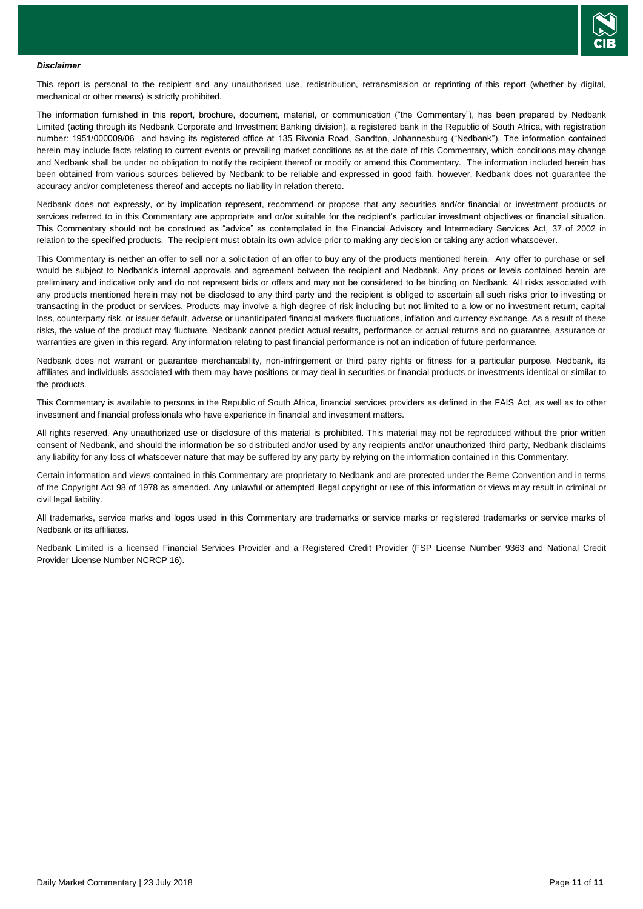***Disclaimer***

This report is personal to the recipient and any unauthorised use, redistribution, retransmission or reprinting of this report (whether by digital, mechanical or other means) is strictly prohibited.

The information furnished in this report, brochure, document, material, or communication ("the Commentary"), has been prepared by Nedbank Limited (acting through its Nedbank Corporate and Investment Banking division), a registered bank in the Republic of South Africa, with registration number: 1951/000009/06 and having its registered office at 135 Rivonia Road, Sandton, Johannesburg ("Nedbank"). The information contained herein may include facts relating to current events or prevailing market conditions as at the date of this Commentary, which conditions may change and Nedbank shall be under no obligation to notify the recipient thereof or modify or amend this Commentary. The information included herein has been obtained from various sources believed by Nedbank to be reliable and expressed in good faith, however, Nedbank does not guarantee the accuracy and/or completeness thereof and accepts no liability in relation thereto.

Nedbank does not expressly, or by implication represent, recommend or propose that any securities and/or financial or investment products or services referred to in this Commentary are appropriate and or/or suitable for the recipient's particular investment objectives or financial situation. This Commentary should not be construed as "advice" as contemplated in the Financial Advisory and Intermediary Services Act, 37 of 2002 in relation to the specified products. The recipient must obtain its own advice prior to making any decision or taking any action whatsoever.

This Commentary is neither an offer to sell nor a solicitation of an offer to buy any of the products mentioned herein. Any offer to purchase or sell would be subject to Nedbank's internal approvals and agreement between the recipient and Nedbank. Any prices or levels contained herein are preliminary and indicative only and do not represent bids or offers and may not be considered to be binding on Nedbank. All risks associated with any products mentioned herein may not be disclosed to any third party and the recipient is obliged to ascertain all such risks prior to investing or transacting in the product or services. Products may involve a high degree of risk including but not limited to a low or no investment return, capital loss, counterparty risk, or issuer default, adverse or unanticipated financial markets fluctuations, inflation and currency exchange. As a result of these risks, the value of the product may fluctuate. Nedbank cannot predict actual results, performance or actual returns and no guarantee, assurance or warranties are given in this regard. Any information relating to past financial performance is not an indication of future performance.

Nedbank does not warrant or guarantee merchantability, non-infringement or third party rights or fitness for a particular purpose. Nedbank, its affiliates and individuals associated with them may have positions or may deal in securities or financial products or investments identical or similar to the products.

This Commentary is available to persons in the Republic of South Africa, financial services providers as defined in the FAIS Act, as well as to other investment and financial professionals who have experience in financial and investment matters.

All rights reserved. Any unauthorized use or disclosure of this material is prohibited. This material may not be reproduced without the prior written consent of Nedbank, and should the information be so distributed and/or used by any recipients and/or unauthorized third party, Nedbank disclaims any liability for any loss of whatsoever nature that may be suffered by any party by relying on the information contained in this Commentary.

Certain information and views contained in this Commentary are proprietary to Nedbank and are protected under the Berne Convention and in terms of the Copyright Act 98 of 1978 as amended. Any unlawful or attempted illegal copyright or use of this information or views may result in criminal or civil legal liability.

All trademarks, service marks and logos used in this Commentary are trademarks or service marks or registered trademarks or service marks of Nedbank or its affiliates.

Nedbank Limited is a licensed Financial Services Provider and a Registered Credit Provider (FSP License Number 9363 and National Credit Provider License Number NCRCP 16).